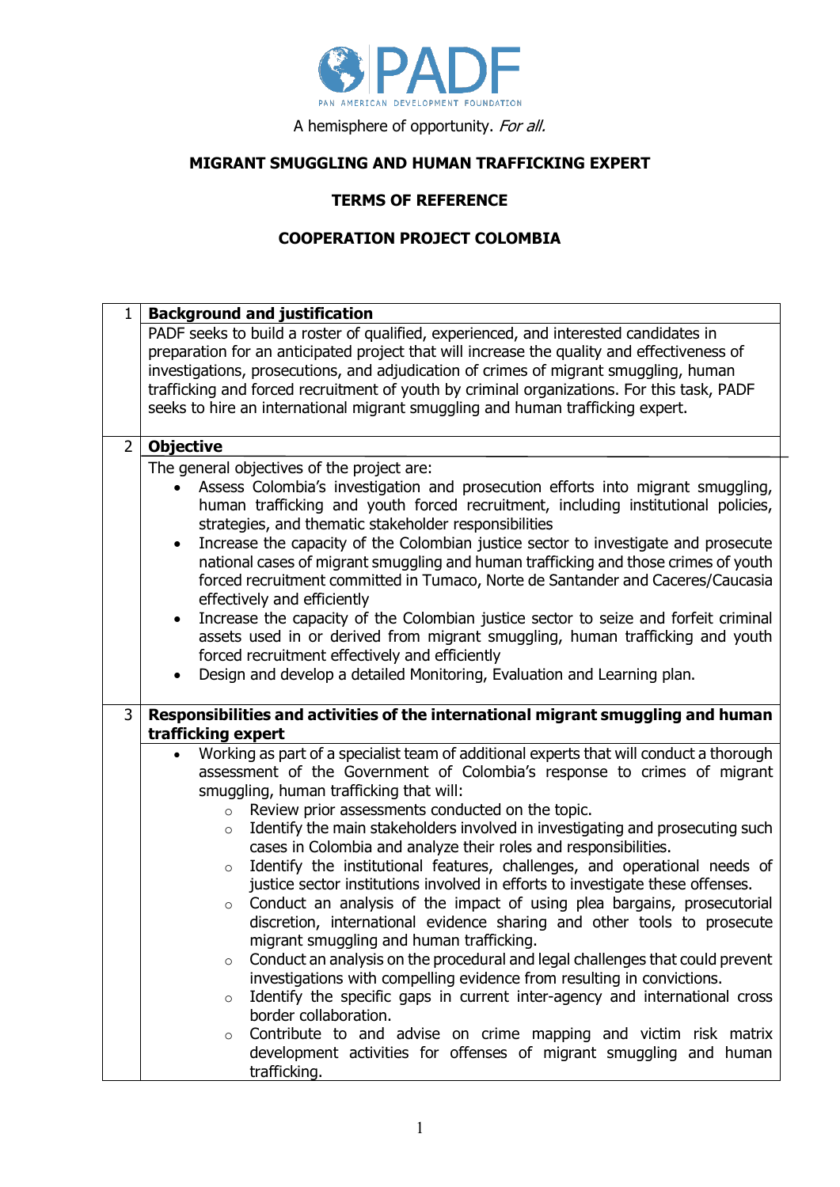PAN AMERICAN DEVELOPMENT FOUNDATION

A hemisphere of opportunity. *For all.*

# MIGRANT SMUGGLING AND HUMAN TRAFFICKING EXPERT

## TERMS OF REFERENCE

## COOPERATION PROJECT COLOMBIA

| | |
|---|---|
| 1 | **Background and justification** |
| | PADF seeks to build a roster of qualified, experienced, and interested candidates in preparation for an anticipated project that will increase the quality and effectiveness of investigations, prosecutions, and adjudication of crimes of migrant smuggling, human trafficking and forced recruitment of youth by criminal organizations. For this task, PADF seeks to hire an international migrant smuggling and human trafficking expert. |
| 2 | **Objective** |
| | The general objectives of the project are:<br>• Assess Colombia's investigation and prosecution efforts into migrant smuggling, human trafficking and youth forced recruitment, including institutional policies, strategies, and thematic stakeholder responsibilities<br>• Increase the capacity of the Colombian justice sector to investigate and prosecute national cases of migrant smuggling and human trafficking and those crimes of youth forced recruitment committed in Tumaco, Norte de Santander and Caceres/Caucasia effectively and efficiently<br>• Increase the capacity of the Colombian justice sector to seize and forfeit criminal assets used in or derived from migrant smuggling, human trafficking and youth forced recruitment effectively and efficiently<br>• Design and develop a detailed Monitoring, Evaluation and Learning plan. |
| 3 | **Responsibilities and activities of the international migrant smuggling and human trafficking expert** |
| | • Working as part of a specialist team of additional experts that will conduct a thorough assessment of the Government of Colombia's response to crimes of migrant smuggling, human trafficking that will:<br>○ Review prior assessments conducted on the topic.<br>○ Identify the main stakeholders involved in investigating and prosecuting such cases in Colombia and analyze their roles and responsibilities.<br>○ Identify the institutional features, challenges, and operational needs of justice sector institutions involved in efforts to investigate these offenses.<br>○ Conduct an analysis of the impact of using plea bargains, prosecutorial discretion, international evidence sharing and other tools to prosecute migrant smuggling and human trafficking.<br>○ Conduct an analysis on the procedural and legal challenges that could prevent investigations with compelling evidence from resulting in convictions.<br>○ Identify the specific gaps in current inter-agency and international cross border collaboration.<br>○ Contribute to and advise on crime mapping and victim risk matrix development activities for offenses of migrant smuggling and human trafficking. |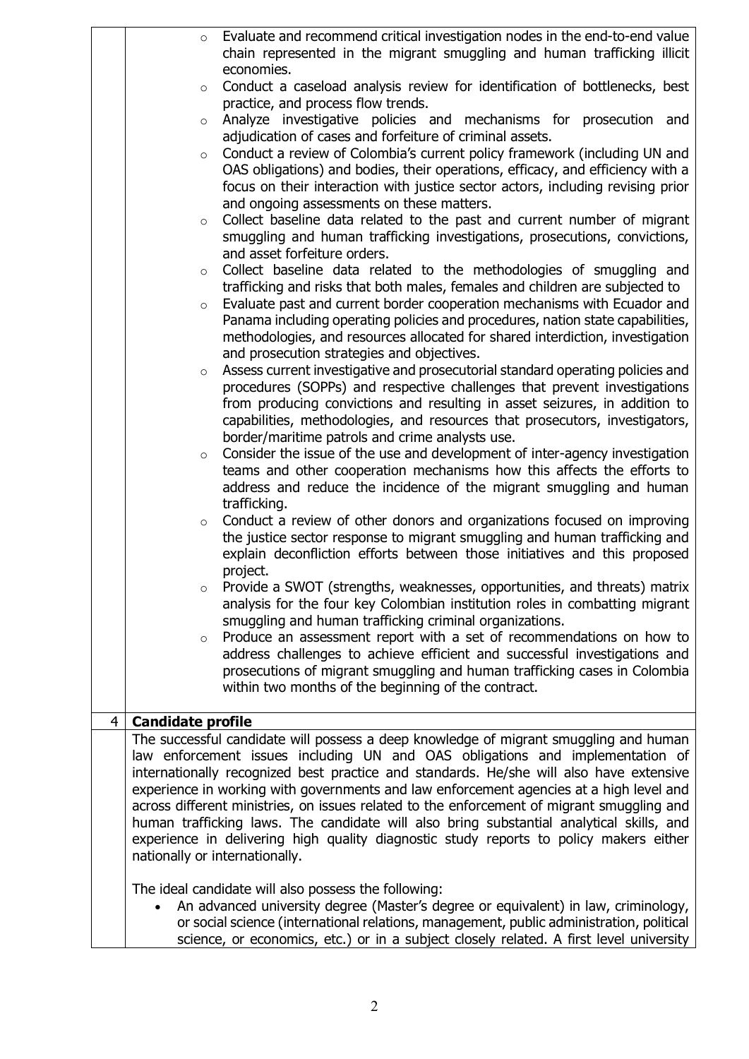- Evaluate and recommend critical investigation nodes in the end-to-end value chain represented in the migrant smuggling and human trafficking illicit economies.
- Conduct a caseload analysis review for identification of bottlenecks, best practice, and process flow trends.
- Analyze investigative policies and mechanisms for prosecution and adjudication of cases and forfeiture of criminal assets.
- Conduct a review of Colombia's current policy framework (including UN and OAS obligations) and bodies, their operations, efficacy, and efficiency with a focus on their interaction with justice sector actors, including revising prior and ongoing assessments on these matters.
- Collect baseline data related to the past and current number of migrant smuggling and human trafficking investigations, prosecutions, convictions, and asset forfeiture orders.
- Collect baseline data related to the methodologies of smuggling and trafficking and risks that both males, females and children are subjected to
- Evaluate past and current border cooperation mechanisms with Ecuador and Panama including operating policies and procedures, nation state capabilities, methodologies, and resources allocated for shared interdiction, investigation and prosecution strategies and objectives.
- Assess current investigative and prosecutorial standard operating policies and procedures (SOPPs) and respective challenges that prevent investigations from producing convictions and resulting in asset seizures, in addition to capabilities, methodologies, and resources that prosecutors, investigators, border/maritime patrols and crime analysts use.
- Consider the issue of the use and development of inter-agency investigation teams and other cooperation mechanisms how this affects the efforts to address and reduce the incidence of the migrant smuggling and human trafficking.
- Conduct a review of other donors and organizations focused on improving the justice sector response to migrant smuggling and human trafficking and explain deconfliction efforts between those initiatives and this proposed project.
- Provide a SWOT (strengths, weaknesses, opportunities, and threats) matrix analysis for the four key Colombian institution roles in combatting migrant smuggling and human trafficking criminal organizations.
- Produce an assessment report with a set of recommendations on how to address challenges to achieve efficient and successful investigations and prosecutions of migrant smuggling and human trafficking cases in Colombia within two months of the beginning of the contract.

## 4 Candidate profile

The successful candidate will possess a deep knowledge of migrant smuggling and human law enforcement issues including UN and OAS obligations and implementation of internationally recognized best practice and standards. He/she will also have extensive experience in working with governments and law enforcement agencies at a high level and across different ministries, on issues related to the enforcement of migrant smuggling and human trafficking laws. The candidate will also bring substantial analytical skills, and experience in delivering high quality diagnostic study reports to policy makers either nationally or internationally.

The ideal candidate will also possess the following:

- An advanced university degree (Master's degree or equivalent) in law, criminology, or social science (international relations, management, public administration, political science, or economics, etc.) or in a subject closely related. A first level university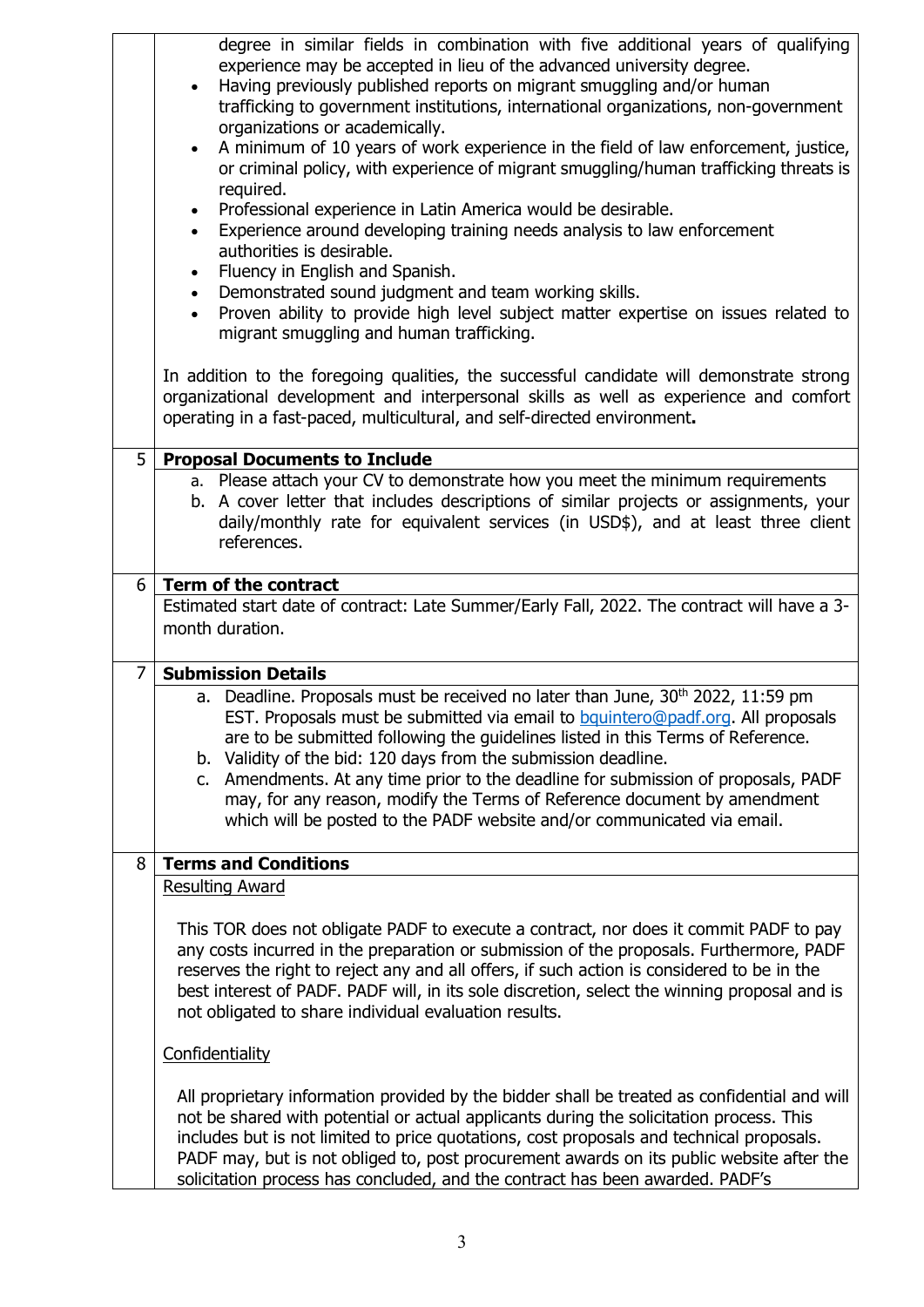degree in similar fields in combination with five additional years of qualifying experience may be accepted in lieu of the advanced university degree.

- Having previously published reports on migrant smuggling and/or human trafficking to government institutions, international organizations, non-government organizations or academically.
- A minimum of 10 years of work experience in the field of law enforcement, justice, or criminal policy, with experience of migrant smuggling/human trafficking threats is required.
- Professional experience in Latin America would be desirable.
- Experience around developing training needs analysis to law enforcement authorities is desirable.
- Fluency in English and Spanish.
- Demonstrated sound judgment and team working skills.
- Proven ability to provide high level subject matter expertise on issues related to migrant smuggling and human trafficking.

In addition to the foregoing qualities, the successful candidate will demonstrate strong organizational development and interpersonal skills as well as experience and comfort operating in a fast-paced, multicultural, and self-directed environment**.**

## 5 Proposal Documents to Include

a. Please attach your CV to demonstrate how you meet the minimum requirements
b. A cover letter that includes descriptions of similar projects or assignments, your daily/monthly rate for equivalent services (in USD$), and at least three client references.

## 6 Term of the contract

Estimated start date of contract: Late Summer/Early Fall, 2022. The contract will have a 3-month duration.

## 7 Submission Details

a. Deadline. Proposals must be received no later than June, 30th 2022, 11:59 pm EST. Proposals must be submitted via email to bquintero@padf.org. All proposals are to be submitted following the guidelines listed in this Terms of Reference.
b. Validity of the bid: 120 days from the submission deadline.
c. Amendments. At any time prior to the deadline for submission of proposals, PADF may, for any reason, modify the Terms of Reference document by amendment which will be posted to the PADF website and/or communicated via email.

## 8 Terms and Conditions

Resulting Award

This TOR does not obligate PADF to execute a contract, nor does it commit PADF to pay any costs incurred in the preparation or submission of the proposals. Furthermore, PADF reserves the right to reject any and all offers, if such action is considered to be in the best interest of PADF. PADF will, in its sole discretion, select the winning proposal and is not obligated to share individual evaluation results.

Confidentiality

All proprietary information provided by the bidder shall be treated as confidential and will not be shared with potential or actual applicants during the solicitation process. This includes but is not limited to price quotations, cost proposals and technical proposals. PADF may, but is not obliged to, post procurement awards on its public website after the solicitation process has concluded, and the contract has been awarded. PADF's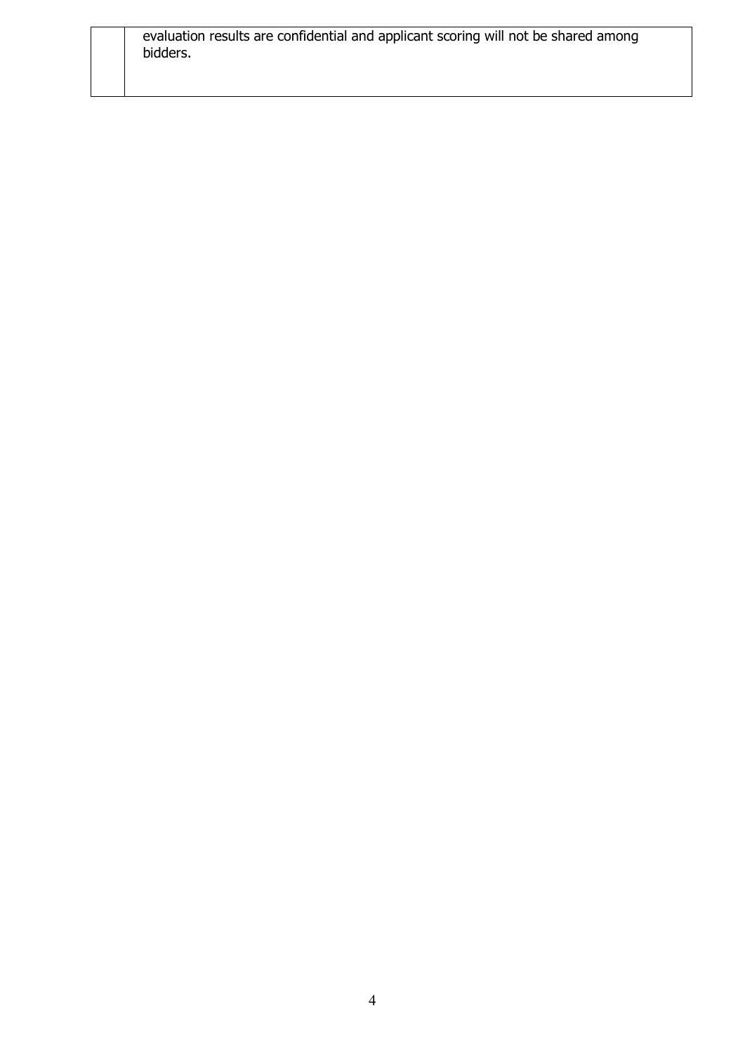| | |
|---|---|
| | evaluation results are confidential and applicant scoring will not be shared among bidders. |